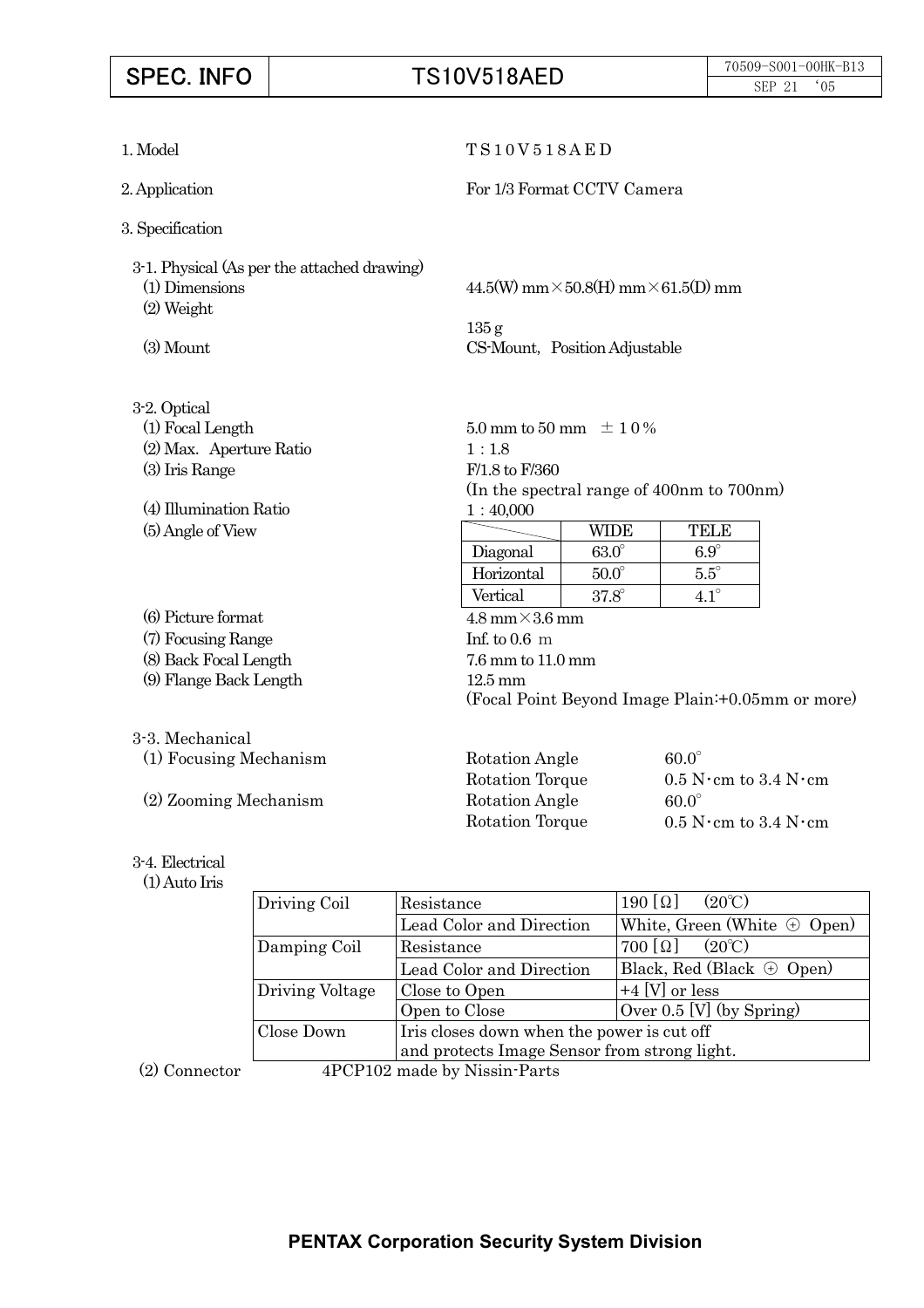| SPEC. INFO | TS10V518AED | 70509-S001-00HK-B13 SEP 21 '05 |
|---|---|---|

1. Model — T S 1 0 V 5 1 8 A E D

2. Application — For 1/3 Format CCTV Camera

3. Specification

3-1. Physical (As per the attached drawing)

(1) Dimensions — 44.5(W) mm×50.8(H) mm×61.5(D) mm

(2) Weight — 135 g

(3) Mount — CS-Mount, Position Adjustable

3-2. Optical

(1) Focal Length — 5.0 mm to 50 mm ±10%

(2) Max. Aperture Ratio — 1 : 1.8

(3) Iris Range — F/1.8 to F/360 (In the spectral range of 400nm to 700nm)

(4) Illumination Ratio — 1 : 40,000

(5) Angle of View

| | WIDE | TELE |
|---|---|---|
| Diagonal | 63.0° | 6.9° |
| Horizontal | 50.0° | 5.5° |
| Vertical | 37.8° | 4.1° |

(6) Picture format — 4.8 mm×3.6 mm

(7) Focusing Range — Inf. to 0.6 m

(8) Back Focal Length — 7.6 mm to 11.0 mm

(9) Flange Back Length — 12.5 mm (Focal Point Beyond Image Plain:+0.05mm or more)

3-3. Mechanical

(1) Focusing Mechanism — Rotation Angle 60.0°; Rotation Torque 0.5 N·cm to 3.4 N·cm

(2) Zooming Mechanism — Rotation Angle 60.0°; Rotation Torque 0.5 N·cm to 3.4 N·cm

3-4. Electrical

(1) Auto Iris

| | | |
|---|---|---|
| Driving Coil | Resistance | 190 [Ω] (20℃) |
| | Lead Color and Direction | White, Green (White ⊕ Open) |
| Damping Coil | Resistance | 700 [Ω] (20℃) |
| | Lead Color and Direction | Black, Red (Black ⊕ Open) |
| Driving Voltage | Close to Open | +4 [V] or less |
| | Open to Close | Over 0.5 [V] (by Spring) |
| Close Down | Iris closes down when the power is cut off and protects Image Sensor from strong light. | |

(2) Connector — 4PCP102 made by Nissin-Parts

**PENTAX Corporation Security System Division**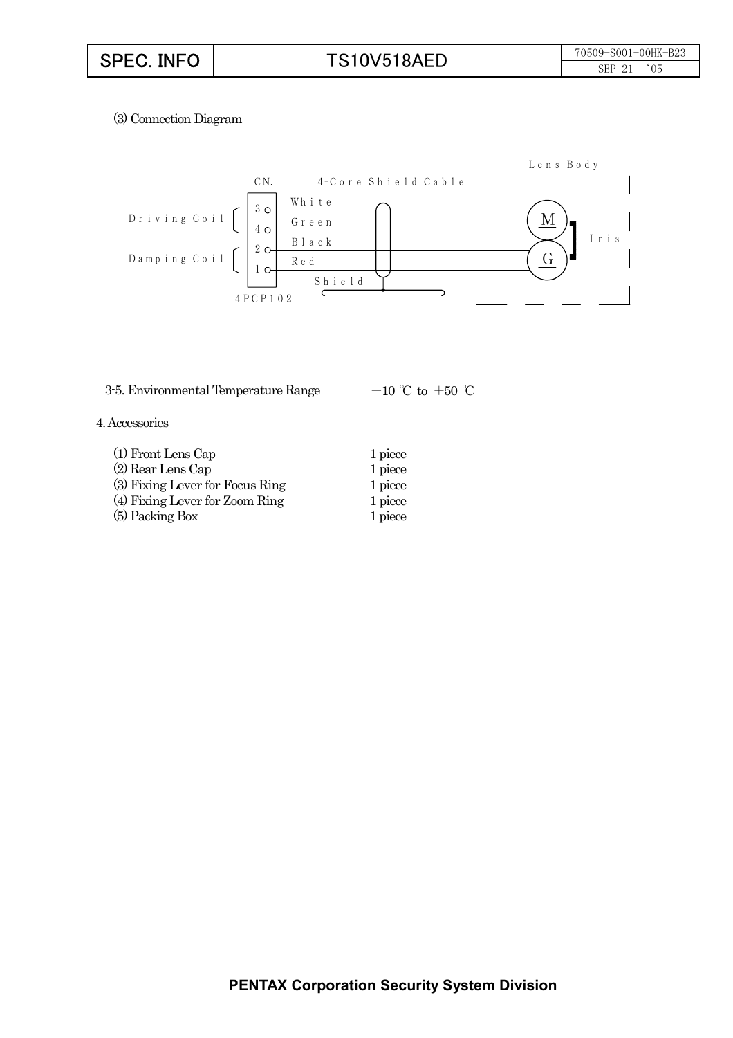(3) Connection Diagram

3-5. Environmental Temperature Range　　−10 ℃ to +50 ℃

4. Accessories

| | |
|---|---|
| (1) Front Lens Cap | 1 piece |
| (2) Rear Lens Cap | 1 piece |
| (3) Fixing Lever for Focus Ring | 1 piece |
| (4) Fixing Lever for Zoom Ring | 1 piece |
| (5) Packing Box | 1 piece |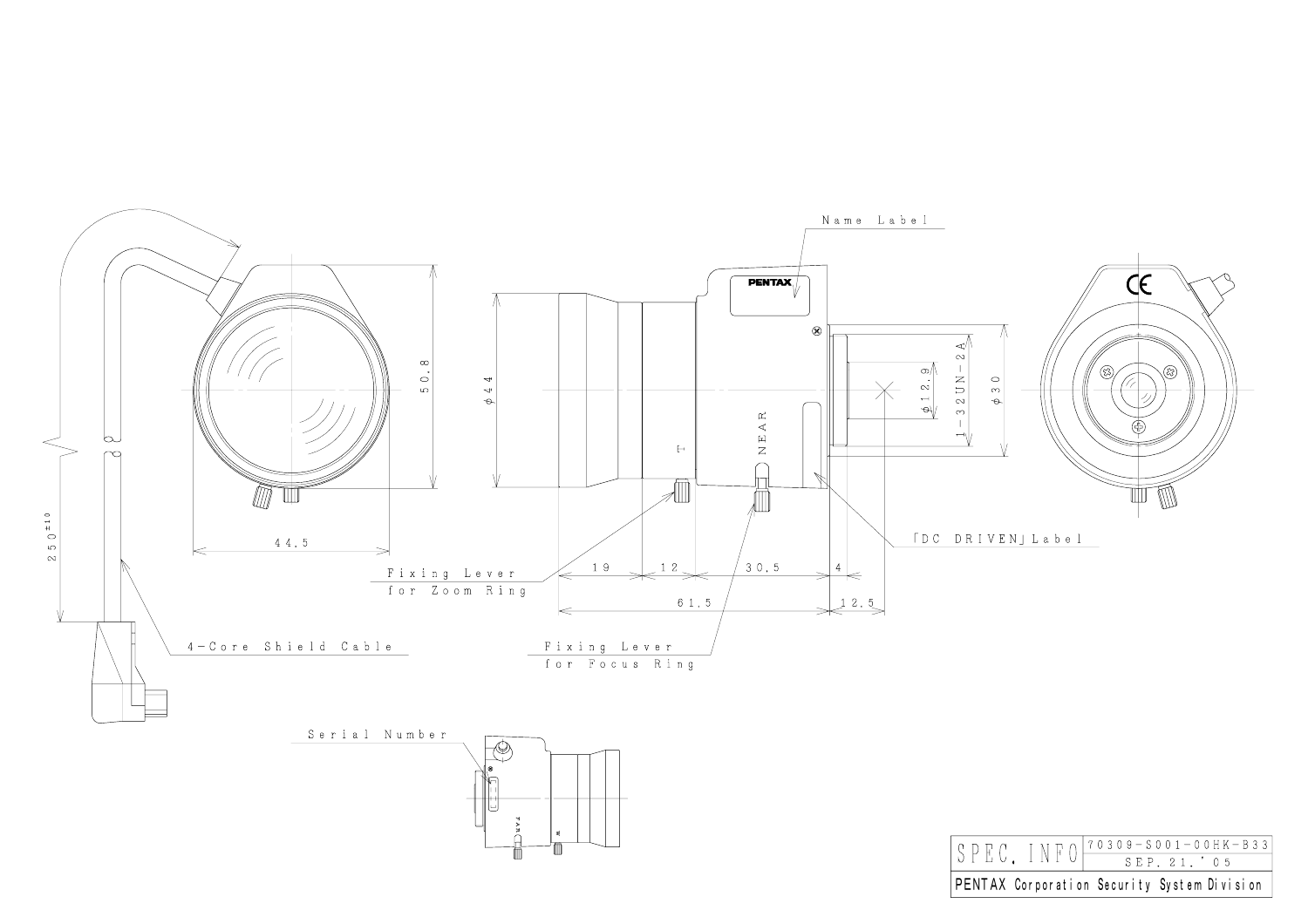Name Label

PENTAX

「DC DRIVEN」Label

Fixing Lever
for Zoom Ring

Fixing Lever
for Focus Ring

4-Core Shield Cable

Serial Number

NEAR

T

φ44

50.8

44.5

250±10

φ12.9

1-32UN-2A

φ30

19

12

30.5

4

61.5

12.5

| SPEC. INFO | 70309-S001-00HK-B33 |
| --- | --- |
| | SEP. 21. '05 |
| PENTAX Corporation Security System Division | |